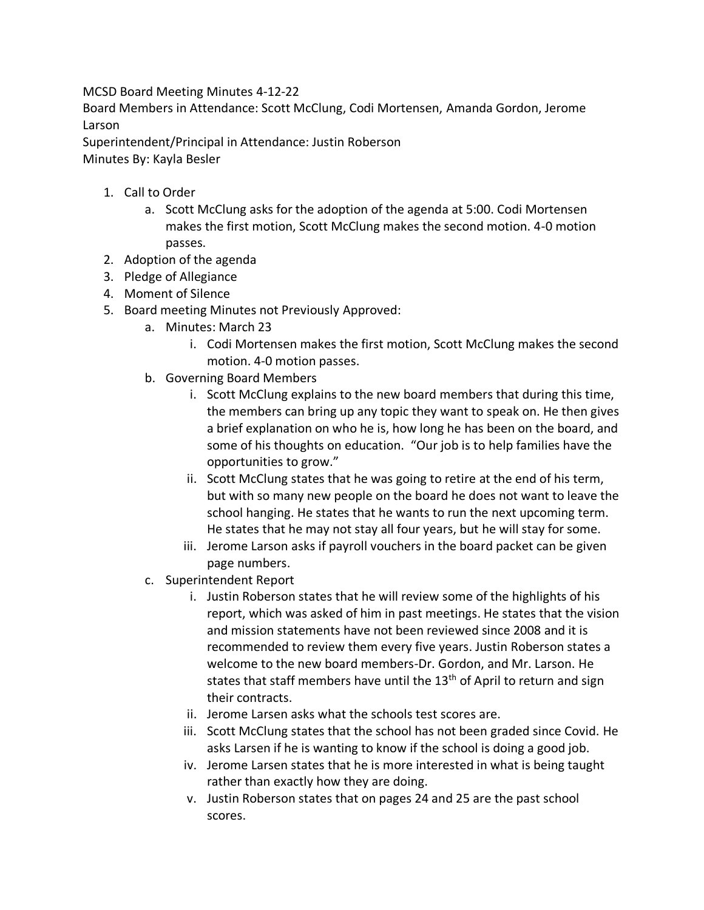MCSD Board Meeting Minutes 4-12-22

Board Members in Attendance: Scott McClung, Codi Mortensen, Amanda Gordon, Jerome Larson

Superintendent/Principal in Attendance: Justin Roberson

Minutes By: Kayla Besler

1. Call to Order
   a. Scott McClung asks for the adoption of the agenda at 5:00. Codi Mortensen makes the first motion, Scott McClung makes the second motion. 4-0 motion passes.
2. Adoption of the agenda
3. Pledge of Allegiance
4. Moment of Silence
5. Board meeting Minutes not Previously Approved:
   a. Minutes: March 23
      i. Codi Mortensen makes the first motion, Scott McClung makes the second motion. 4-0 motion passes.
   b. Governing Board Members
      i. Scott McClung explains to the new board members that during this time, the members can bring up any topic they want to speak on. He then gives a brief explanation on who he is, how long he has been on the board, and some of his thoughts on education. "Our job is to help families have the opportunities to grow."
      ii. Scott McClung states that he was going to retire at the end of his term, but with so many new people on the board he does not want to leave the school hanging. He states that he wants to run the next upcoming term. He states that he may not stay all four years, but he will stay for some.
      iii. Jerome Larson asks if payroll vouchers in the board packet can be given page numbers.
   c. Superintendent Report
      i. Justin Roberson states that he will review some of the highlights of his report, which was asked of him in past meetings. He states that the vision and mission statements have not been reviewed since 2008 and it is recommended to review them every five years. Justin Roberson states a welcome to the new board members-Dr. Gordon, and Mr. Larson. He states that staff members have until the 13th of April to return and sign their contracts.
      ii. Jerome Larsen asks what the schools test scores are.
      iii. Scott McClung states that the school has not been graded since Covid. He asks Larsen if he is wanting to know if the school is doing a good job.
      iv. Jerome Larsen states that he is more interested in what is being taught rather than exactly how they are doing.
      v. Justin Roberson states that on pages 24 and 25 are the past school scores.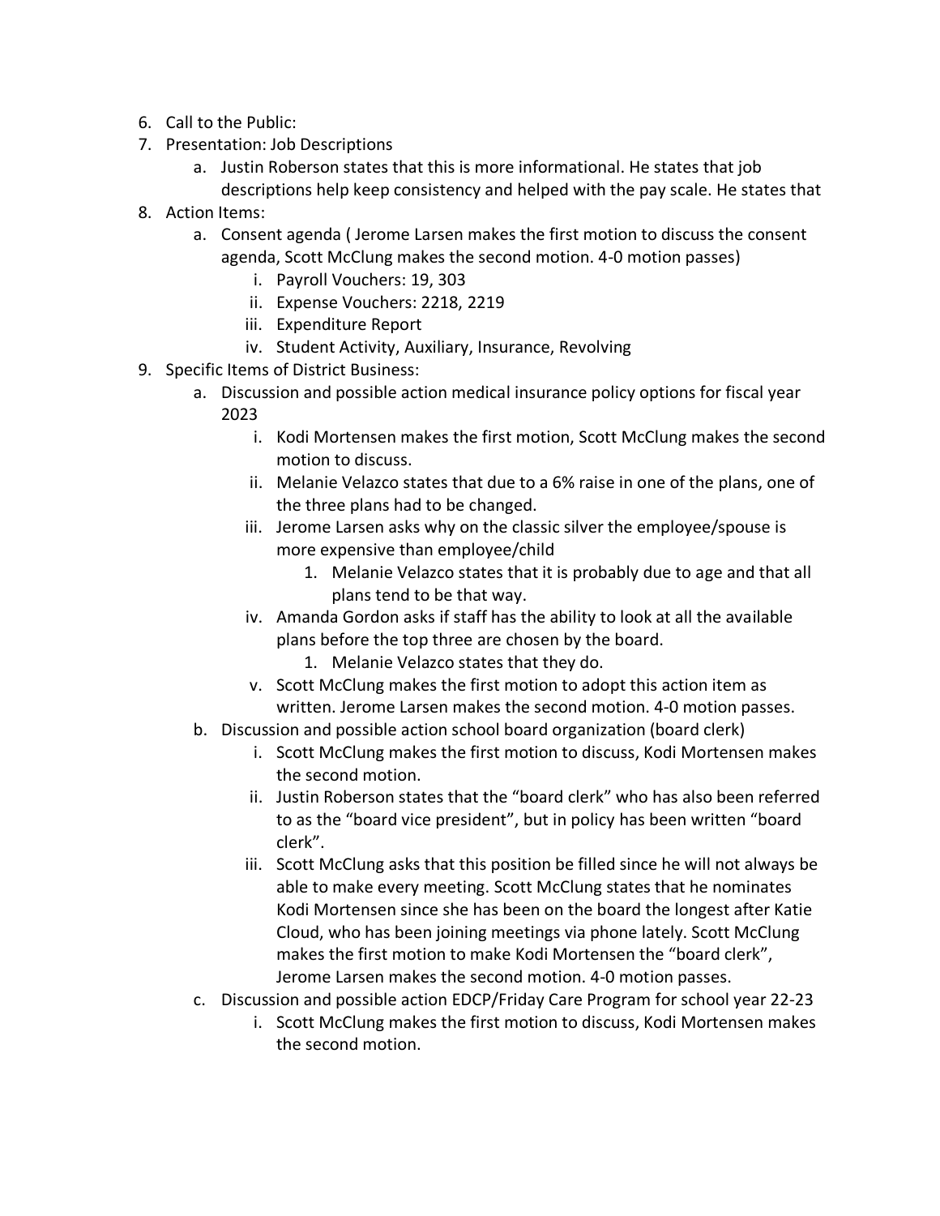6. Call to the Public:
7. Presentation: Job Descriptions
    a. Justin Roberson states that this is more informational. He states that job descriptions help keep consistency and helped with the pay scale. He states that
8. Action Items:
    a. Consent agenda ( Jerome Larsen makes the first motion to discuss the consent agenda, Scott McClung makes the second motion. 4-0 motion passes)
        i. Payroll Vouchers: 19, 303
        ii. Expense Vouchers: 2218, 2219
        iii. Expenditure Report
        iv. Student Activity, Auxiliary, Insurance, Revolving
9. Specific Items of District Business:
    a. Discussion and possible action medical insurance policy options for fiscal year 2023
        i. Kodi Mortensen makes the first motion, Scott McClung makes the second motion to discuss.
        ii. Melanie Velazco states that due to a 6% raise in one of the plans, one of the three plans had to be changed.
        iii. Jerome Larsen asks why on the classic silver the employee/spouse is more expensive than employee/child
            1. Melanie Velazco states that it is probably due to age and that all plans tend to be that way.
        iv. Amanda Gordon asks if staff has the ability to look at all the available plans before the top three are chosen by the board.
            1. Melanie Velazco states that they do.
        v. Scott McClung makes the first motion to adopt this action item as written. Jerome Larsen makes the second motion. 4-0 motion passes.
    b. Discussion and possible action school board organization (board clerk)
        i. Scott McClung makes the first motion to discuss, Kodi Mortensen makes the second motion.
        ii. Justin Roberson states that the "board clerk" who has also been referred to as the "board vice president", but in policy has been written "board clerk".
        iii. Scott McClung asks that this position be filled since he will not always be able to make every meeting. Scott McClung states that he nominates Kodi Mortensen since she has been on the board the longest after Katie Cloud, who has been joining meetings via phone lately. Scott McClung makes the first motion to make Kodi Mortensen the "board clerk", Jerome Larsen makes the second motion. 4-0 motion passes.
    c. Discussion and possible action EDCP/Friday Care Program for school year 22-23
        i. Scott McClung makes the first motion to discuss, Kodi Mortensen makes the second motion.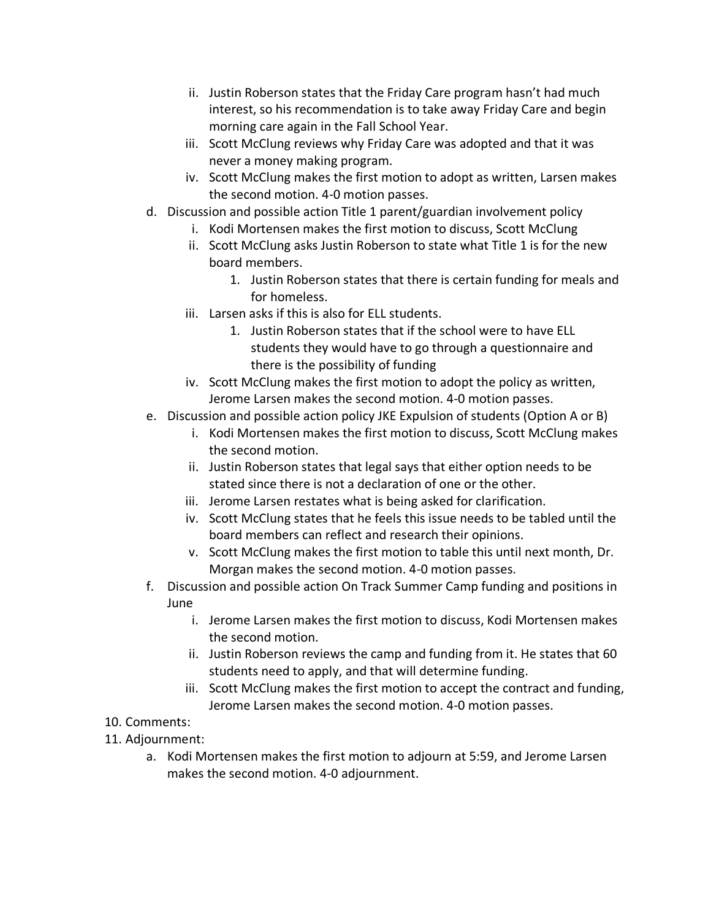ii. Justin Roberson states that the Friday Care program hasn't had much interest, so his recommendation is to take away Friday Care and begin morning care again in the Fall School Year.
iii. Scott McClung reviews why Friday Care was adopted and that it was never a money making program.
iv. Scott McClung makes the first motion to adopt as written, Larsen makes the second motion. 4-0 motion passes.

d. Discussion and possible action Title 1 parent/guardian involvement policy
   i. Kodi Mortensen makes the first motion to discuss, Scott McClung
   ii. Scott McClung asks Justin Roberson to state what Title 1 is for the new board members.
      1. Justin Roberson states that there is certain funding for meals and for homeless.
   iii. Larsen asks if this is also for ELL students.
      1. Justin Roberson states that if the school were to have ELL students they would have to go through a questionnaire and there is the possibility of funding
   iv. Scott McClung makes the first motion to adopt the policy as written, Jerome Larsen makes the second motion. 4-0 motion passes.

e. Discussion and possible action policy JKE Expulsion of students (Option A or B)
   i. Kodi Mortensen makes the first motion to discuss, Scott McClung makes the second motion.
   ii. Justin Roberson states that legal says that either option needs to be stated since there is not a declaration of one or the other.
   iii. Jerome Larsen restates what is being asked for clarification.
   iv. Scott McClung states that he feels this issue needs to be tabled until the board members can reflect and research their opinions.
   v. Scott McClung makes the first motion to table this until next month, Dr. Morgan makes the second motion. 4-0 motion passes.

f. Discussion and possible action On Track Summer Camp funding and positions in June
   i. Jerome Larsen makes the first motion to discuss, Kodi Mortensen makes the second motion.
   ii. Justin Roberson reviews the camp and funding from it. He states that 60 students need to apply, and that will determine funding.
   iii. Scott McClung makes the first motion to accept the contract and funding, Jerome Larsen makes the second motion. 4-0 motion passes.

10. Comments:
11. Adjournment:
   a. Kodi Mortensen makes the first motion to adjourn at 5:59, and Jerome Larsen makes the second motion. 4-0 adjournment.